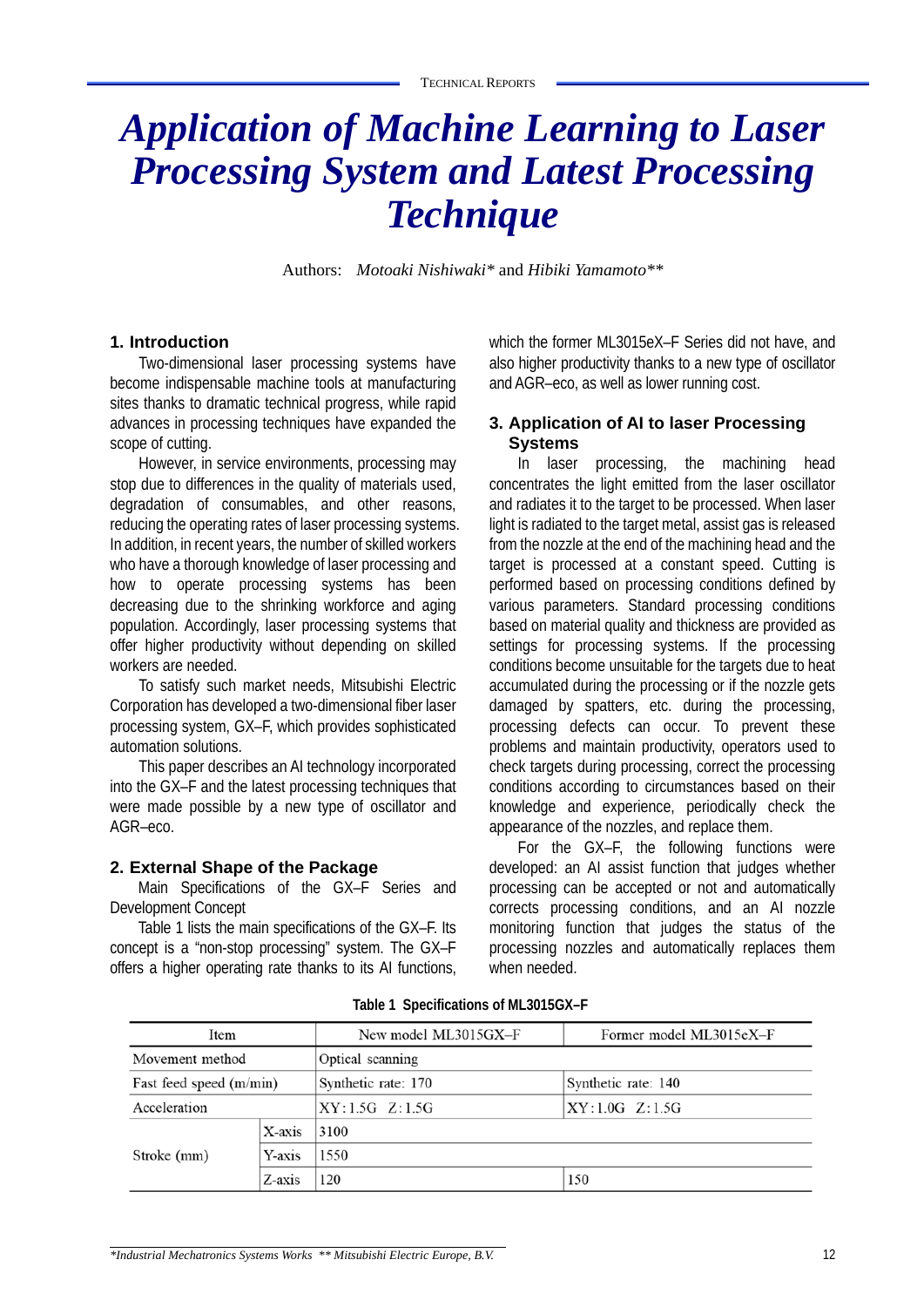# Application of Machine Learning to Laser Processing System and Latest Processing Technique

Authors: *Motoaki Nishiwaki** and *Hibiki Yamamoto***

## 1. Introduction

Two-dimensional laser processing systems have become indispensable machine tools at manufacturing sites thanks to dramatic technical progress, while rapid advances in processing techniques have expanded the scope of cutting.

However, in service environments, processing may stop due to differences in the quality of materials used, degradation of consumables, and other reasons, reducing the operating rates of laser processing systems. In addition, in recent years, the number of skilled workers who have a thorough knowledge of laser processing and how to operate processing systems has been decreasing due to the shrinking workforce and aging population. Accordingly, laser processing systems that offer higher productivity without depending on skilled workers are needed.

To satisfy such market needs, Mitsubishi Electric Corporation has developed a two-dimensional fiber laser processing system, GX–F, which provides sophisticated automation solutions.

This paper describes an AI technology incorporated into the GX–F and the latest processing techniques that were made possible by a new type of oscillator and AGR–eco.

## 2. External Shape of the Package

Main Specifications of the GX–F Series and Development Concept

Table 1 lists the main specifications of the GX–F. Its concept is a "non-stop processing" system. The GX–F offers a higher operating rate thanks to its AI functions, which the former ML3015eX–F Series did not have, and also higher productivity thanks to a new type of oscillator and AGR–eco, as well as lower running cost.

## 3. Application of AI to laser Processing Systems

In laser processing, the machining head concentrates the light emitted from the laser oscillator and radiates it to the target to be processed. When laser light is radiated to the target metal, assist gas is released from the nozzle at the end of the machining head and the target is processed at a constant speed. Cutting is performed based on processing conditions defined by various parameters. Standard processing conditions based on material quality and thickness are provided as settings for processing systems. If the processing conditions become unsuitable for the targets due to heat accumulated during the processing or if the nozzle gets damaged by spatters, etc. during the processing, processing defects can occur. To prevent these problems and maintain productivity, operators used to check targets during processing, correct the processing conditions according to circumstances based on their knowledge and experience, periodically check the appearance of the nozzles, and replace them.

For the GX–F, the following functions were developed: an AI assist function that judges whether processing can be accepted or not and automatically corrects processing conditions, and an AI nozzle monitoring function that judges the status of the processing nozzles and automatically replaces them when needed.

**Table 1 Specifications of ML3015GX–F**

| Item | | New model ML3015GX–F | Former model ML3015eX–F |
|---|---|---|---|
| Movement method | | Optical scanning | |
| Fast feed speed (m/min) | | Synthetic rate: 170 | Synthetic rate: 140 |
| Acceleration | | XY:1.5G Z:1.5G | XY:1.0G Z:1.5G |
| Stroke (mm) | X-axis | 3100 | |
| | Y-axis | 1550 | |
| | Z-axis | 120 | 150 |

*\*Industrial Mechatronics Systems Works \*\* Mitsubishi Electric Europe, B.V.*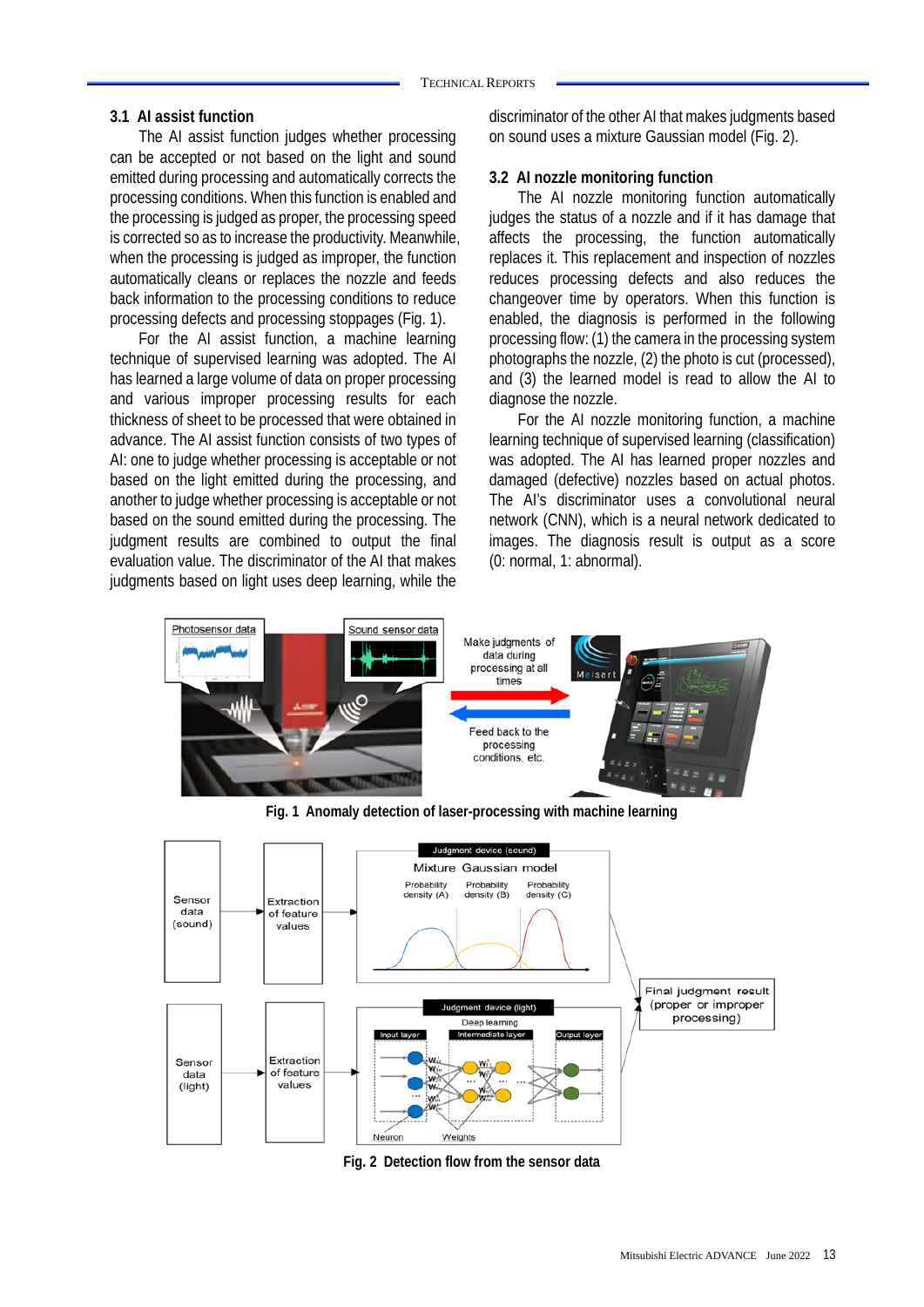### 3.1 AI assist function

The AI assist function judges whether processing can be accepted or not based on the light and sound emitted during processing and automatically corrects the processing conditions. When this function is enabled and the processing is judged as proper, the processing speed is corrected so as to increase the productivity. Meanwhile, when the processing is judged as improper, the function automatically cleans or replaces the nozzle and feeds back information to the processing conditions to reduce processing defects and processing stoppages (Fig. 1).

For the AI assist function, a machine learning technique of supervised learning was adopted. The AI has learned a large volume of data on proper processing and various improper processing results for each thickness of sheet to be processed that were obtained in advance. The AI assist function consists of two types of AI: one to judge whether processing is acceptable or not based on the light emitted during the processing, and another to judge whether processing is acceptable or not based on the sound emitted during the processing. The judgment results are combined to output the final evaluation value. The discriminator of the AI that makes judgments based on light uses deep learning, while the discriminator of the other AI that makes judgments based on sound uses a mixture Gaussian model (Fig. 2).

### 3.2 AI nozzle monitoring function

The AI nozzle monitoring function automatically judges the status of a nozzle and if it has damage that affects the processing, the function automatically replaces it. This replacement and inspection of nozzles reduces processing defects and also reduces the changeover time by operators. When this function is enabled, the diagnosis is performed in the following processing flow: (1) the camera in the processing system photographs the nozzle, (2) the photo is cut (processed), and (3) the learned model is read to allow the AI to diagnose the nozzle.

For the AI nozzle monitoring function, a machine learning technique of supervised learning (classification) was adopted. The AI has learned proper nozzles and damaged (defective) nozzles based on actual photos. The AI's discriminator uses a convolutional neural network (CNN), which is a neural network dedicated to images. The diagnosis result is output as a score (0: normal, 1: abnormal).

Fig. 1 Anomaly detection of laser-processing with machine learning

Fig. 2 Detection flow from the sensor data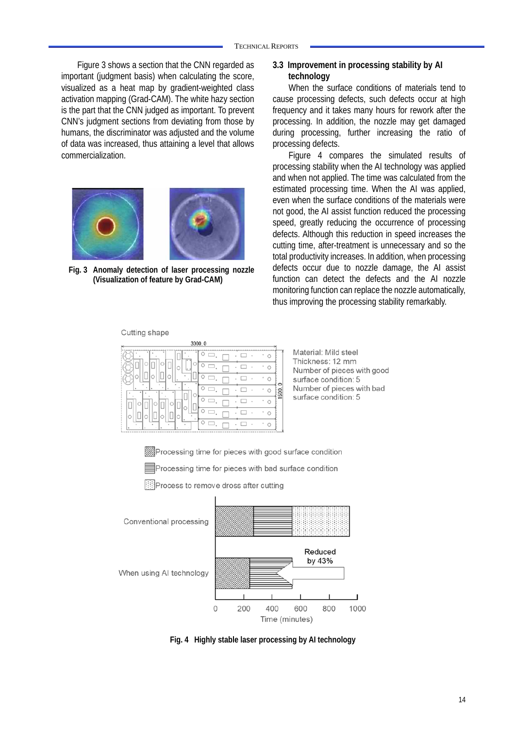Figure 3 shows a section that the CNN regarded as important (judgment basis) when calculating the score, visualized as a heat map by gradient-weighted class activation mapping (Grad-CAM). The white hazy section is the part that the CNN judged as important. To prevent CNN's judgment sections from deviating from those by humans, the discriminator was adjusted and the volume of data was increased, thus attaining a level that allows commercialization.

**Fig. 3 Anomaly detection of laser processing nozzle (Visualization of feature by Grad-CAM)**

### 3.3 Improvement in processing stability by AI technology

When the surface conditions of materials tend to cause processing defects, such defects occur at high frequency and it takes many hours for rework after the processing. In addition, the nozzle may get damaged during processing, further increasing the ratio of processing defects.

Figure 4 compares the simulated results of processing stability when the AI technology was applied and when not applied. The time was calculated from the estimated processing time. When the AI was applied, even when the surface conditions of the materials were not good, the AI assist function reduced the processing speed, greatly reducing the occurrence of processing defects. Although this reduction in speed increases the cutting time, after-treatment is unnecessary and so the total productivity increases. In addition, when processing defects occur due to nozzle damage, the AI assist function can detect the defects and the AI nozzle monitoring function can replace the nozzle automatically, thus improving the processing stability remarkably.

**Fig. 4 Highly stable laser processing by AI technology**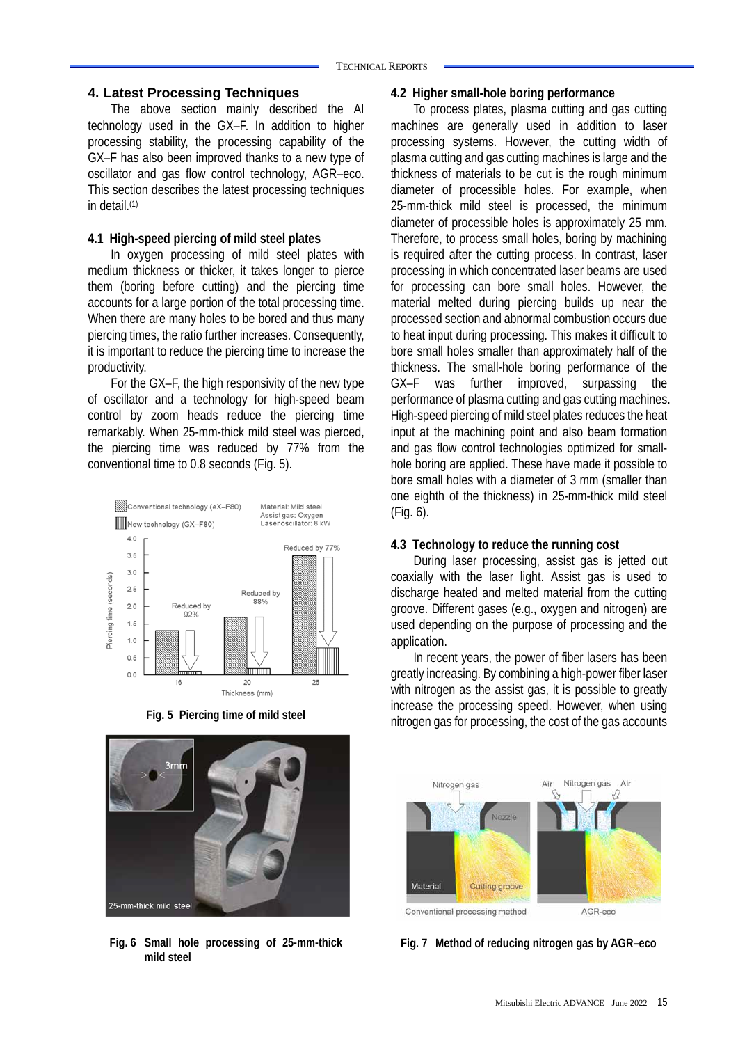## 4. Latest Processing Techniques

The above section mainly described the AI technology used in the GX–F. In addition to higher processing stability, the processing capability of the GX–F has also been improved thanks to a new type of oscillator and gas flow control technology, AGR–eco. This section describes the latest processing techniques in detail.(1)

### 4.1 High-speed piercing of mild steel plates

In oxygen processing of mild steel plates with medium thickness or thicker, it takes longer to pierce them (boring before cutting) and the piercing time accounts for a large portion of the total processing time. When there are many holes to be bored and thus many piercing times, the ratio further increases. Consequently, it is important to reduce the piercing time to increase the productivity.

For the GX–F, the high responsivity of the new type of oscillator and a technology for high-speed beam control by zoom heads reduce the piercing time remarkably. When 25-mm-thick mild steel was pierced, the piercing time was reduced by 77% from the conventional time to 0.8 seconds (Fig. 5).

**Fig. 5 Piercing time of mild steel**

**Fig. 6 Small hole processing of 25-mm-thick mild steel**

### 4.2 Higher small-hole boring performance

To process plates, plasma cutting and gas cutting machines are generally used in addition to laser processing systems. However, the cutting width of plasma cutting and gas cutting machines is large and the thickness of materials to be cut is the rough minimum diameter of processible holes. For example, when 25-mm-thick mild steel is processed, the minimum diameter of processible holes is approximately 25 mm. Therefore, to process small holes, boring by machining is required after the cutting process. In contrast, laser processing in which concentrated laser beams are used for processing can bore small holes. However, the material melted during piercing builds up near the processed section and abnormal combustion occurs due to heat input during processing. This makes it difficult to bore small holes smaller than approximately half of the thickness. The small-hole boring performance of the GX–F was further improved, surpassing the performance of plasma cutting and gas cutting machines. High-speed piercing of mild steel plates reduces the heat input at the machining point and also beam formation and gas flow control technologies optimized for small-hole boring are applied. These have made it possible to bore small holes with a diameter of 3 mm (smaller than one eighth of the thickness) in 25-mm-thick mild steel (Fig. 6).

### 4.3 Technology to reduce the running cost

During laser processing, assist gas is jetted out coaxially with the laser light. Assist gas is used to discharge heated and melted material from the cutting groove. Different gases (e.g., oxygen and nitrogen) are used depending on the purpose of processing and the application.

In recent years, the power of fiber lasers has been greatly increasing. By combining a high-power fiber laser with nitrogen as the assist gas, it is possible to greatly increase the processing speed. However, when using nitrogen gas for processing, the cost of the gas accounts

**Fig. 7 Method of reducing nitrogen gas by AGR–eco**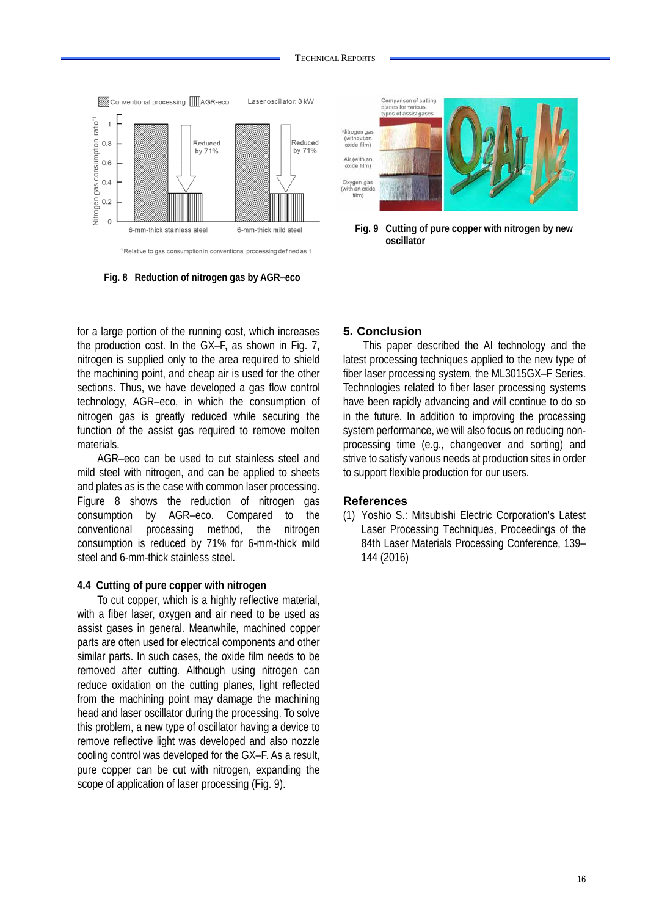Conventional processing AGR-eco Laser oscillator: 8 kW

Nitrogen gas consumption ratio*1

1
0.8
0.6
0.4
0.2
0

Reduced by 71%

Reduced by 71%

6-mm-thick stainless steel

6-mm-thick mild steel

*1 Relative to gas consumption in conventional processing defined as 1

**Fig. 8 Reduction of nitrogen gas by AGR–eco**

Comparison of cutting planes for various types of assist gases

Nitrogen gas (without an oxide film)

Air (with an oxide film)

Oxygen gas (with an oxide film)

**Fig. 9 Cutting of pure copper with nitrogen by new oscillator**

for a large portion of the running cost, which increases the production cost. In the GX–F, as shown in Fig. 7, nitrogen is supplied only to the area required to shield the machining point, and cheap air is used for the other sections. Thus, we have developed a gas flow control technology, AGR–eco, in which the consumption of nitrogen gas is greatly reduced while securing the function of the assist gas required to remove molten materials.

AGR–eco can be used to cut stainless steel and mild steel with nitrogen, and can be applied to sheets and plates as is the case with common laser processing. Figure 8 shows the reduction of nitrogen gas consumption by AGR–eco. Compared to the conventional processing method, the nitrogen consumption is reduced by 71% for 6-mm-thick mild steel and 6-mm-thick stainless steel.

### 4.4 Cutting of pure copper with nitrogen

To cut copper, which is a highly reflective material, with a fiber laser, oxygen and air need to be used as assist gases in general. Meanwhile, machined copper parts are often used for electrical components and other similar parts. In such cases, the oxide film needs to be removed after cutting. Although using nitrogen can reduce oxidation on the cutting planes, light reflected from the machining point may damage the machining head and laser oscillator during the processing. To solve this problem, a new type of oscillator having a device to remove reflective light was developed and also nozzle cooling control was developed for the GX–F. As a result, pure copper can be cut with nitrogen, expanding the scope of application of laser processing (Fig. 9).

## 5. Conclusion

This paper described the AI technology and the latest processing techniques applied to the new type of fiber laser processing system, the ML3015GX–F Series. Technologies related to fiber laser processing systems have been rapidly advancing and will continue to do so in the future. In addition to improving the processing system performance, we will also focus on reducing non-processing time (e.g., changeover and sorting) and strive to satisfy various needs at production sites in order to support flexible production for our users.

## References

(1) Yoshio S.: Mitsubishi Electric Corporation's Latest Laser Processing Techniques, Proceedings of the 84th Laser Materials Processing Conference, 139–144 (2016)